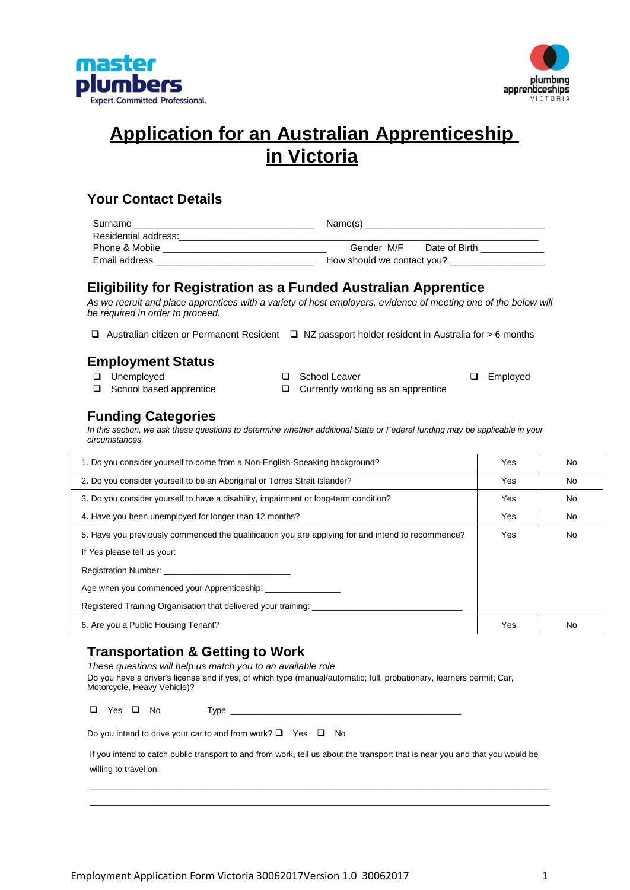master plumbers
Expert. Committed. Professional.

plumbing apprenticeships VICTORIA

# Application for an Australian Apprenticeship in Victoria

## Your Contact Details

Surname _______________________________ Name(s) _______________________________

Residential address: ________________________________________________________

Phone & Mobile ____________________________ Gender M/F Date of Birth ___________

Email address ____________________________ How should we contact you? ________________

## Eligibility for Registration as a Funded Australian Apprentice

*As we recruit and place apprentices with a variety of host employers, evidence of meeting one of the below will be required in order to proceed.*

❑ Australian citizen or Permanent Resident ❑ NZ passport holder resident in Australia for > 6 months

## Employment Status

❑ Unemployed
❑ School Leaver
❑ Employed
❑ School based apprentice
❑ Currently working as an apprentice

## Funding Categories

*In this section, we ask these questions to determine whether additional State or Federal funding may be applicable in your circumstances.*

| | | |
|---|---|---|
| 1. Do you consider yourself to come from a Non-English-Speaking background? | Yes | No |
| 2. Do you consider yourself to be an Aboriginal or Torres Strait Islander? | Yes | No |
| 3. Do you consider yourself to have a disability, impairment or long-term condition? | Yes | No |
| 4. Have you been unemployed for longer than 12 months? | Yes | No |
| 5. Have you previously commenced the qualification you are applying for and intend to recommence?<br>If *Yes* please tell us your:<br>Registration Number: ______________________<br>Age when you commenced your Apprenticeship: _____________<br>Registered Training Organisation that delivered your training: ____________________________ | Yes | No |
| 6. Are you a Public Housing Tenant? | Yes | No |

## Transportation & Getting to Work

*These questions will help us match you to an available role*

Do you have a driver's license and if yes, of which type (manual/automatic; full, probationary, learners permit; Car, Motorcycle, Heavy Vehicle)?

❑ Yes ❑ No Type ____________________________________________

Do you intend to drive your car to and from work? ❑ Yes ❑ No

If you intend to catch public transport to and from work, tell us about the transport that is near you and that you would be willing to travel on:

_____________________________________________________________________________

_____________________________________________________________________________

Employment Application Form Victoria 30062017Version 1.0 30062017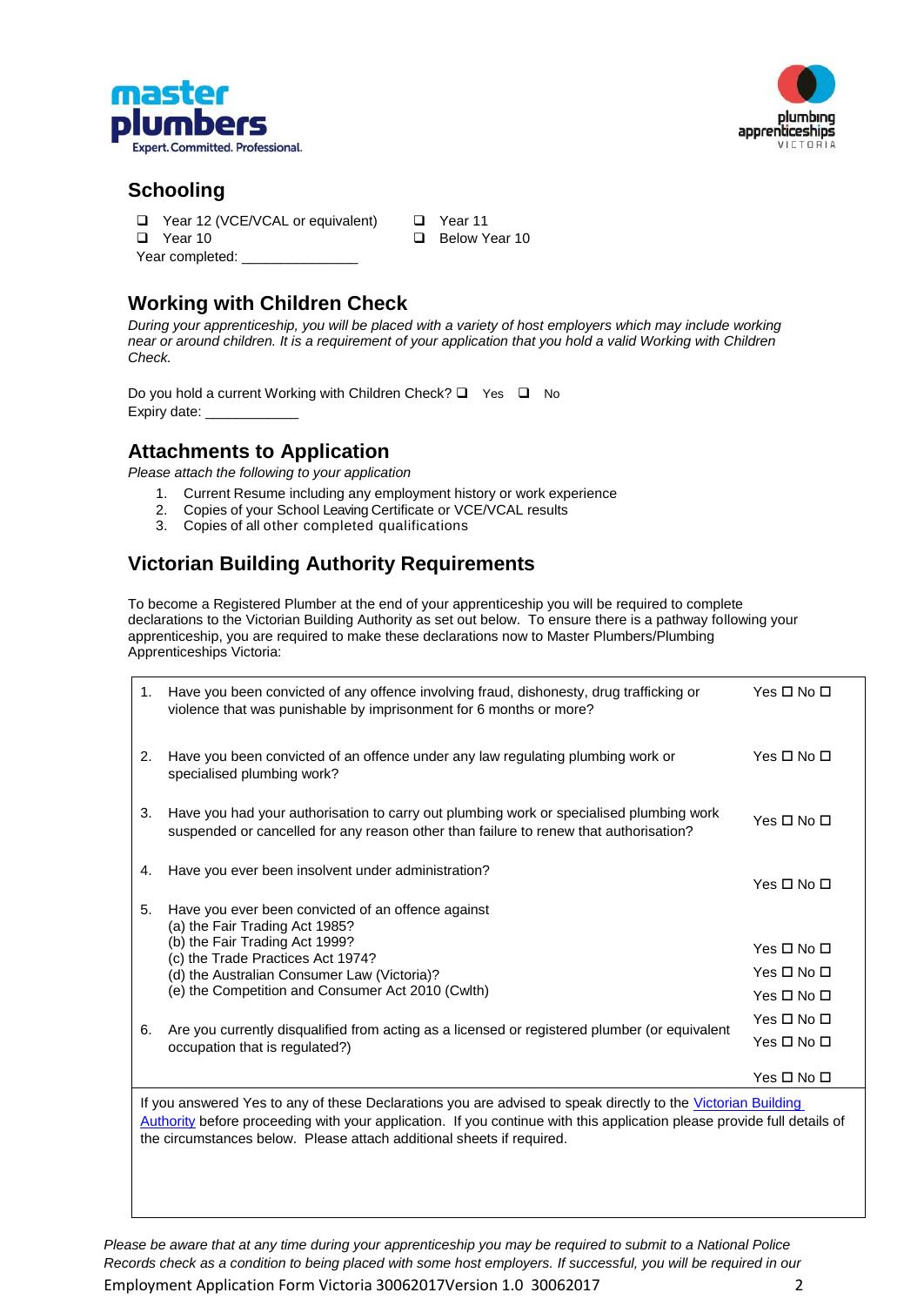## Schooling

- ❑ Year 12 (VCE/VCAL or equivalent)
- ❑ Year 11
- ❑ Year 10
- ❑ Below Year 10

Year completed: _______________

## Working with Children Check

*During your apprenticeship, you will be placed with a variety of host employers which may include working near or around children. It is a requirement of your application that you hold a valid Working with Children Check.*

Do you hold a current Working with Children Check? ❑ Yes ❑ No
Expiry date: ____________

## Attachments to Application

*Please attach the following to your application*

1. Current Resume including any employment history or work experience
2. Copies of your School Leaving Certificate or VCE/VCAL results
3. Copies of all other completed qualifications

## Victorian Building Authority Requirements

To become a Registered Plumber at the end of your apprenticeship you will be required to complete declarations to the Victorian Building Authority as set out below. To ensure there is a pathway following your apprenticeship, you are required to make these declarations now to Master Plumbers/Plumbing Apprenticeships Victoria:

| | | |
|---|---|---|
| 1. | Have you been convicted of any offence involving fraud, dishonesty, drug trafficking or violence that was punishable by imprisonment for 6 months or more? | Yes ☐ No ☐ |
| 2. | Have you been convicted of an offence under any law regulating plumbing work or specialised plumbing work? | Yes ☐ No ☐ |
| 3. | Have you had your authorisation to carry out plumbing work or specialised plumbing work suspended or cancelled for any reason other than failure to renew that authorisation? | Yes ☐ No ☐ |
| 4. | Have you ever been insolvent under administration? | Yes ☐ No ☐ |
| 5. | Have you ever been convicted of an offence against<br>(a) the Fair Trading Act 1985?<br>(b) the Fair Trading Act 1999?<br>(c) the Trade Practices Act 1974?<br>(d) the Australian Consumer Law (Victoria)?<br>(e) the Competition and Consumer Act 2010 (Cwlth) | Yes ☐ No ☐<br>Yes ☐ No ☐<br>Yes ☐ No ☐<br>Yes ☐ No ☐<br>Yes ☐ No ☐ |
| 6. | Are you currently disqualified from acting as a licensed or registered plumber (or equivalent occupation that is regulated?) | Yes ☐ No ☐ |

If you answered Yes to any of these Declarations you are advised to speak directly to the Victorian Building Authority before proceeding with your application. If you continue with this application please provide full details of the circumstances below. Please attach additional sheets if required.

*Please be aware that at any time during your apprenticeship you may be required to submit to a National Police Records check as a condition to being placed with some host employers. If successful, you will be required in our*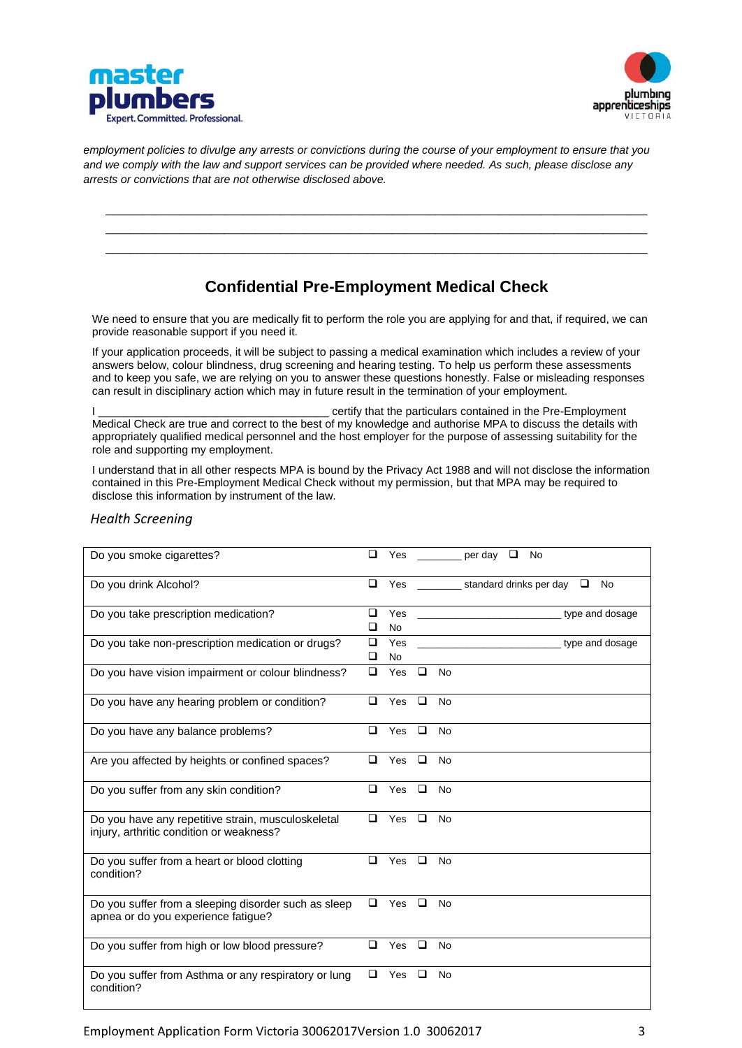*employment policies to divulge any arrests or convictions during the course of your employment to ensure that you and we comply with the law and support services can be provided where needed. As such, please disclose any arrests or convictions that are not otherwise disclosed above.*

\_\_\_\_\_\_\_\_\_\_\_\_\_\_\_\_\_\_\_\_\_\_\_\_\_\_\_\_\_\_\_\_\_\_\_\_\_\_\_\_\_\_\_\_\_\_\_\_\_\_\_\_\_\_\_\_\_\_\_\_\_\_\_\_\_\_\_\_\_\_\_\_\_\_\_\_

\_\_\_\_\_\_\_\_\_\_\_\_\_\_\_\_\_\_\_\_\_\_\_\_\_\_\_\_\_\_\_\_\_\_\_\_\_\_\_\_\_\_\_\_\_\_\_\_\_\_\_\_\_\_\_\_\_\_\_\_\_\_\_\_\_\_\_\_\_\_\_\_\_\_\_\_

\_\_\_\_\_\_\_\_\_\_\_\_\_\_\_\_\_\_\_\_\_\_\_\_\_\_\_\_\_\_\_\_\_\_\_\_\_\_\_\_\_\_\_\_\_\_\_\_\_\_\_\_\_\_\_\_\_\_\_\_\_\_\_\_\_\_\_\_\_\_\_\_\_\_\_\_

## Confidential Pre-Employment Medical Check

We need to ensure that you are medically fit to perform the role you are applying for and that, if required, we can provide reasonable support if you need it.

If your application proceeds, it will be subject to passing a medical examination which includes a review of your answers below, colour blindness, drug screening and hearing testing. To help us perform these assessments and to keep you safe, we are relying on you to answer these questions honestly. False or misleading responses can result in disciplinary action which may in future result in the termination of your employment.

I \_\_\_\_\_\_\_\_\_\_\_\_\_\_\_\_\_\_\_\_\_\_\_\_\_\_\_\_\_\_\_\_\_\_\_\_\_ certify that the particulars contained in the Pre-Employment Medical Check are true and correct to the best of my knowledge and authorise MPA to discuss the details with appropriately qualified medical personnel and the host employer for the purpose of assessing suitability for the role and supporting my employment.

I understand that in all other respects MPA is bound by the Privacy Act 1988 and will not disclose the information contained in this Pre-Employment Medical Check without my permission, but that MPA may be required to disclose this information by instrument of the law.

*Health Screening*

| Question | Response |
|---|---|
| Do you smoke cigarettes? | ❑ Yes \_\_\_\_\_\_\_ per day ❑ No |
| Do you drink Alcohol? | ❑ Yes \_\_\_\_\_\_\_ standard drinks per day ❑ No |
| Do you take prescription medication? | ❑ Yes \_\_\_\_\_\_\_\_\_\_\_\_\_\_\_\_\_\_\_\_\_\_\_\_ type and dosage<br>❑ No |
| Do you take non-prescription medication or drugs? | ❑ Yes \_\_\_\_\_\_\_\_\_\_\_\_\_\_\_\_\_\_\_\_\_\_\_\_ type and dosage<br>❑ No |
| Do you have vision impairment or colour blindness? | ❑ Yes ❑ No |
| Do you have any hearing problem or condition? | ❑ Yes ❑ No |
| Do you have any balance problems? | ❑ Yes ❑ No |
| Are you affected by heights or confined spaces? | ❑ Yes ❑ No |
| Do you suffer from any skin condition? | ❑ Yes ❑ No |
| Do you have any repetitive strain, musculoskeletal injury, arthritic condition or weakness? | ❑ Yes ❑ No |
| Do you suffer from a heart or blood clotting condition? | ❑ Yes ❑ No |
| Do you suffer from a sleeping disorder such as sleep apnea or do you experience fatigue? | ❑ Yes ❑ No |
| Do you suffer from high or low blood pressure? | ❑ Yes ❑ No |
| Do you suffer from Asthma or any respiratory or lung condition? | ❑ Yes ❑ No |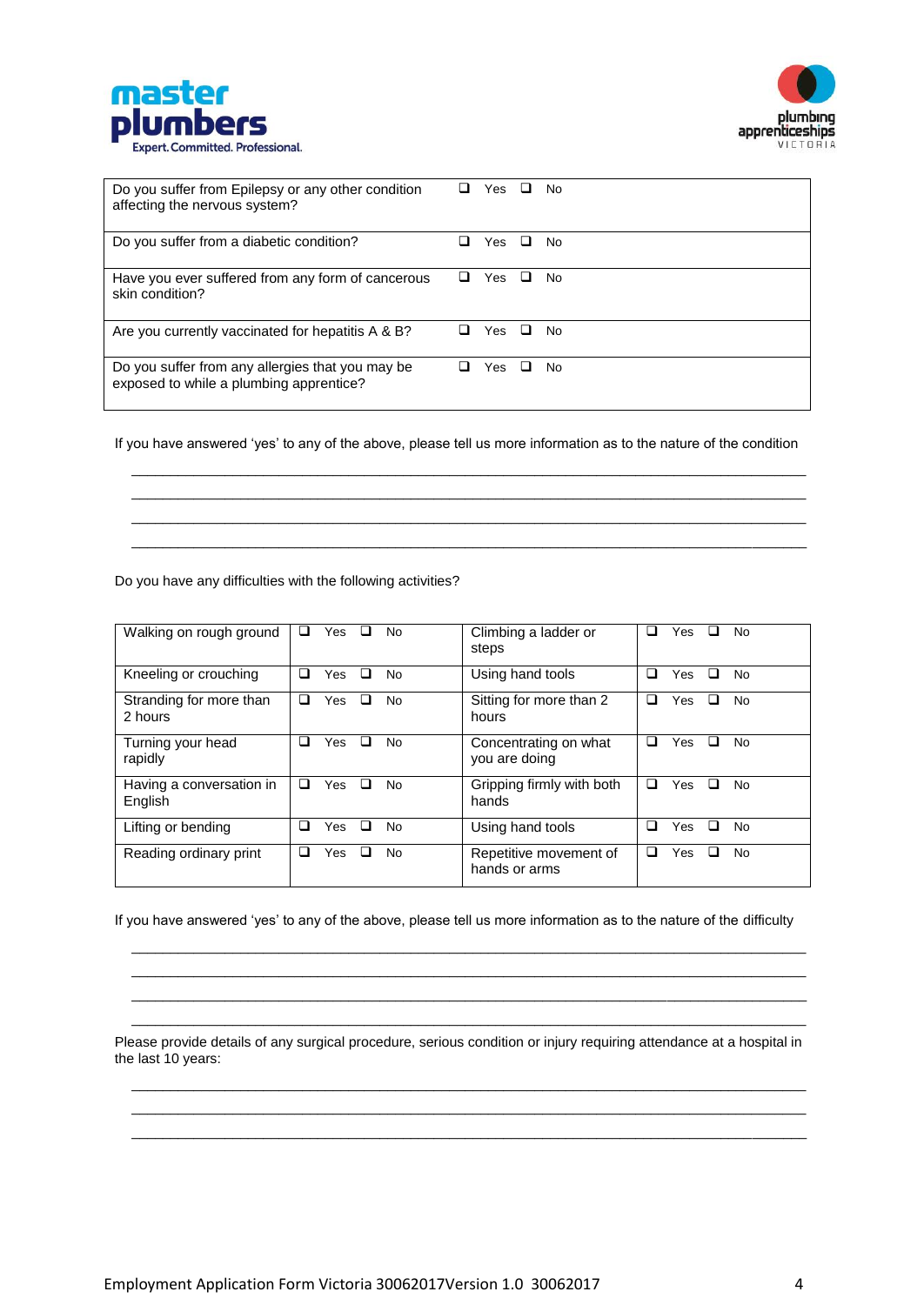| Question | Answer |
|---|---|
| Do you suffer from Epilepsy or any other condition affecting the nervous system? | ❑ Yes ❑ No |
| Do you suffer from a diabetic condition? | ❑ Yes ❑ No |
| Have you ever suffered from any form of cancerous skin condition? | ❑ Yes ❑ No |
| Are you currently vaccinated for hepatitis A & B? | ❑ Yes ❑ No |
| Do you suffer from any allergies that you may be exposed to while a plumbing apprentice? | ❑ Yes ❑ No |

If you have answered 'yes' to any of the above, please tell us more information as to the nature of the condition

______________________________________________________________________________

______________________________________________________________________________

______________________________________________________________________________

______________________________________________________________________________

Do you have any difficulties with the following activities?

| Activity | Answer | Activity | Answer |
|---|---|---|---|
| Walking on rough ground | ❑ Yes ❑ No | Climbing a ladder or steps | ❑ Yes ❑ No |
| Kneeling or crouching | ❑ Yes ❑ No | Using hand tools | ❑ Yes ❑ No |
| Stranding for more than 2 hours | ❑ Yes ❑ No | Sitting for more than 2 hours | ❑ Yes ❑ No |
| Turning your head rapidly | ❑ Yes ❑ No | Concentrating on what you are doing | ❑ Yes ❑ No |
| Having a conversation in English | ❑ Yes ❑ No | Gripping firmly with both hands | ❑ Yes ❑ No |
| Lifting or bending | ❑ Yes ❑ No | Using hand tools | ❑ Yes ❑ No |
| Reading ordinary print | ❑ Yes ❑ No | Repetitive movement of hands or arms | ❑ Yes ❑ No |

If you have answered 'yes' to any of the above, please tell us more information as to the nature of the difficulty

______________________________________________________________________________

______________________________________________________________________________

______________________________________________________________________________

______________________________________________________________________________

Please provide details of any surgical procedure, serious condition or injury requiring attendance at a hospital in the last 10 years:

______________________________________________________________________________

______________________________________________________________________________

______________________________________________________________________________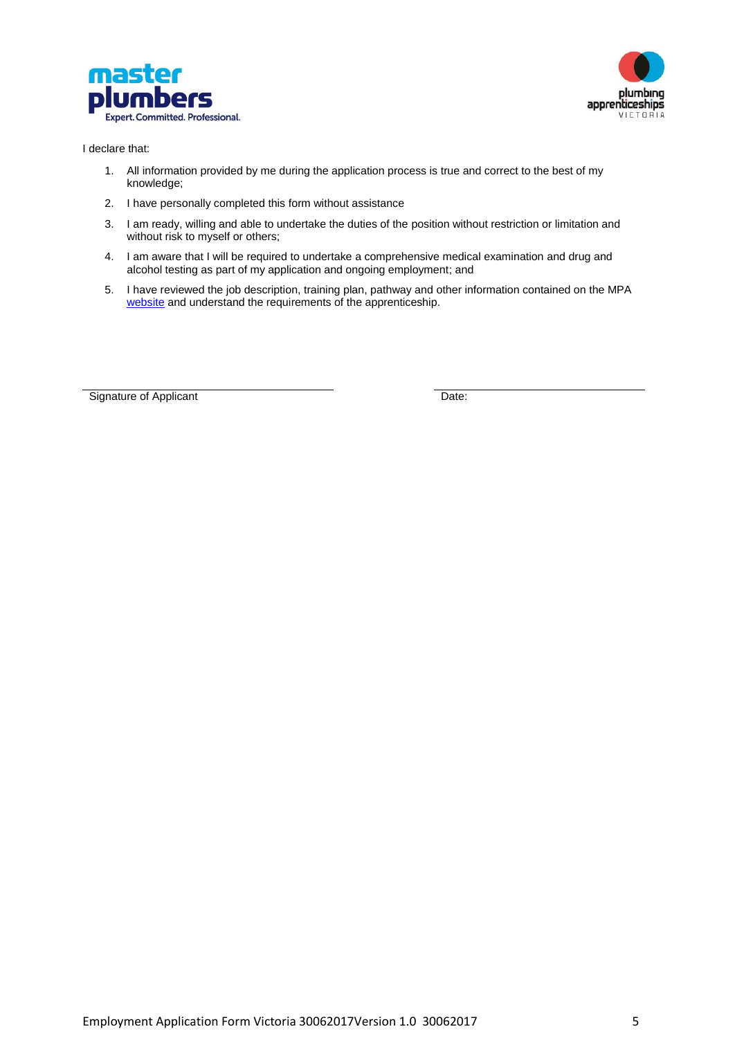I declare that:

1. All information provided by me during the application process is true and correct to the best of my knowledge;
2. I have personally completed this form without assistance
3. I am ready, willing and able to undertake the duties of the position without restriction or limitation and without risk to myself or others;
4. I am aware that I will be required to undertake a comprehensive medical examination and drug and alcohol testing as part of my application and ongoing employment; and
5. I have reviewed the job description, training plan, pathway and other information contained on the MPA website and understand the requirements of the apprenticeship.

Signature of Applicant

Date: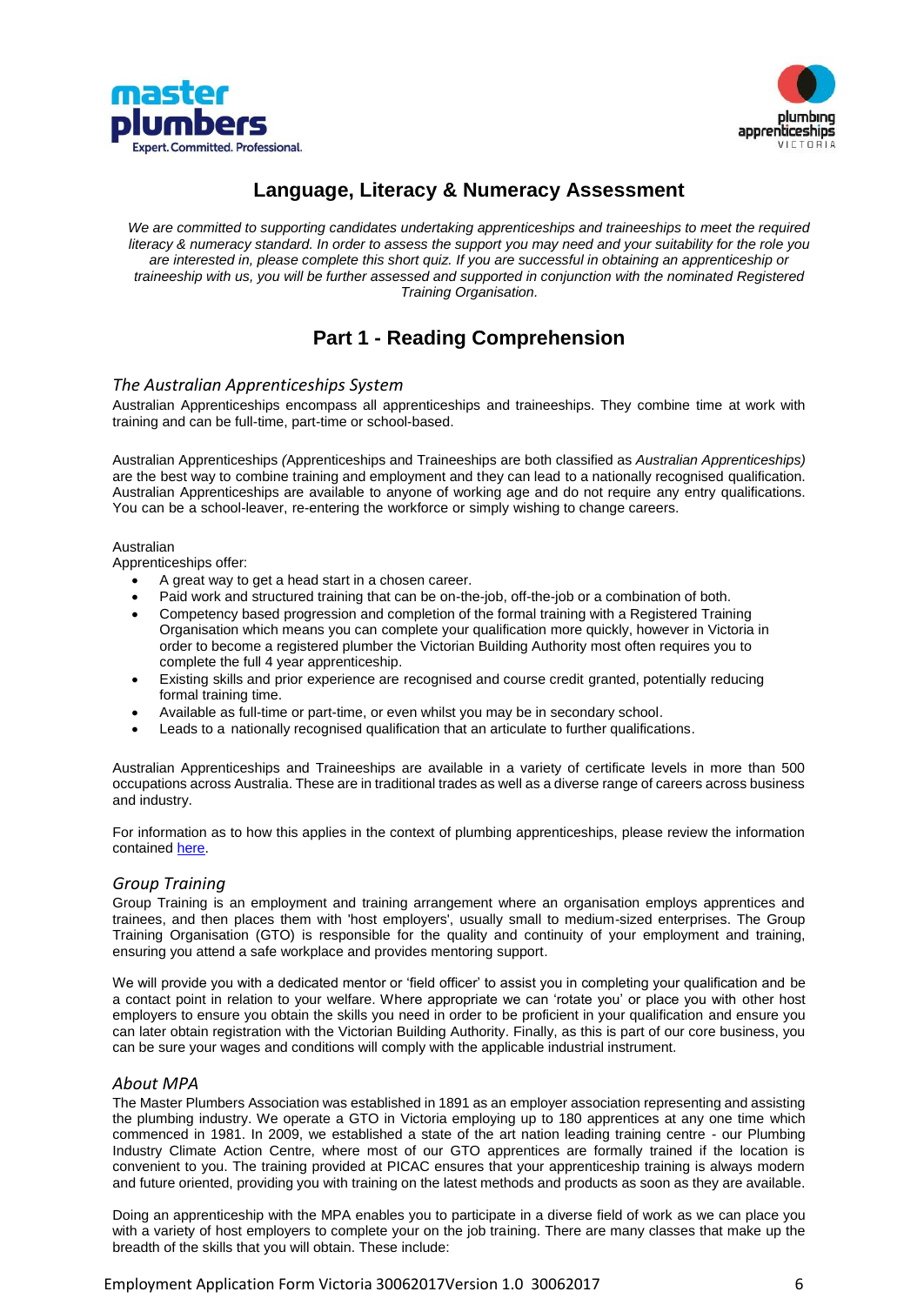# Language, Literacy & Numeracy Assessment

*We are committed to supporting candidates undertaking apprenticeships and traineeships to meet the required literacy & numeracy standard. In order to assess the support you may need and your suitability for the role you are interested in, please complete this short quiz. If you are successful in obtaining an apprenticeship or traineeship with us, you will be further assessed and supported in conjunction with the nominated Registered Training Organisation.*

## Part 1 - Reading Comprehension

### *The Australian Apprenticeships System*

Australian Apprenticeships encompass all apprenticeships and traineeships. They combine time at work with training and can be full-time, part-time or school-based.

Australian Apprenticeships *(*Apprenticeships and Traineeships are both classified as *Australian Apprenticeships)* are the best way to combine training and employment and they can lead to a nationally recognised qualification. Australian Apprenticeships are available to anyone of working age and do not require any entry qualifications. You can be a school-leaver, re-entering the workforce or simply wishing to change careers.

Australian
Apprenticeships offer:

- A great way to get a head start in a chosen career.
- Paid work and structured training that can be on-the-job, off-the-job or a combination of both.
- Competency based progression and completion of the formal training with a Registered Training Organisation which means you can complete your qualification more quickly, however in Victoria in order to become a registered plumber the Victorian Building Authority most often requires you to complete the full 4 year apprenticeship.
- Existing skills and prior experience are recognised and course credit granted, potentially reducing formal training time.
- Available as full-time or part-time, or even whilst you may be in secondary school.
- Leads to a nationally recognised qualification that an articulate to further qualifications.

Australian Apprenticeships and Traineeships are available in a variety of certificate levels in more than 500 occupations across Australia. These are in traditional trades as well as a diverse range of careers across business and industry.

For information as to how this applies in the context of plumbing apprenticeships, please review the information contained here.

### *Group Training*

Group Training is an employment and training arrangement where an organisation employs apprentices and trainees, and then places them with 'host employers', usually small to medium-sized enterprises. The Group Training Organisation (GTO) is responsible for the quality and continuity of your employment and training, ensuring you attend a safe workplace and provides mentoring support.

We will provide you with a dedicated mentor or 'field officer' to assist you in completing your qualification and be a contact point in relation to your welfare. Where appropriate we can 'rotate you' or place you with other host employers to ensure you obtain the skills you need in order to be proficient in your qualification and ensure you can later obtain registration with the Victorian Building Authority. Finally, as this is part of our core business, you can be sure your wages and conditions will comply with the applicable industrial instrument.

### *About MPA*

The Master Plumbers Association was established in 1891 as an employer association representing and assisting the plumbing industry. We operate a GTO in Victoria employing up to 180 apprentices at any one time which commenced in 1981. In 2009, we established a state of the art nation leading training centre - our Plumbing Industry Climate Action Centre, where most of our GTO apprentices are formally trained if the location is convenient to you. The training provided at PICAC ensures that your apprenticeship training is always modern and future oriented, providing you with training on the latest methods and products as soon as they are available.

Doing an apprenticeship with the MPA enables you to participate in a diverse field of work as we can place you with a variety of host employers to complete your on the job training. There are many classes that make up the breadth of the skills that you will obtain. These include: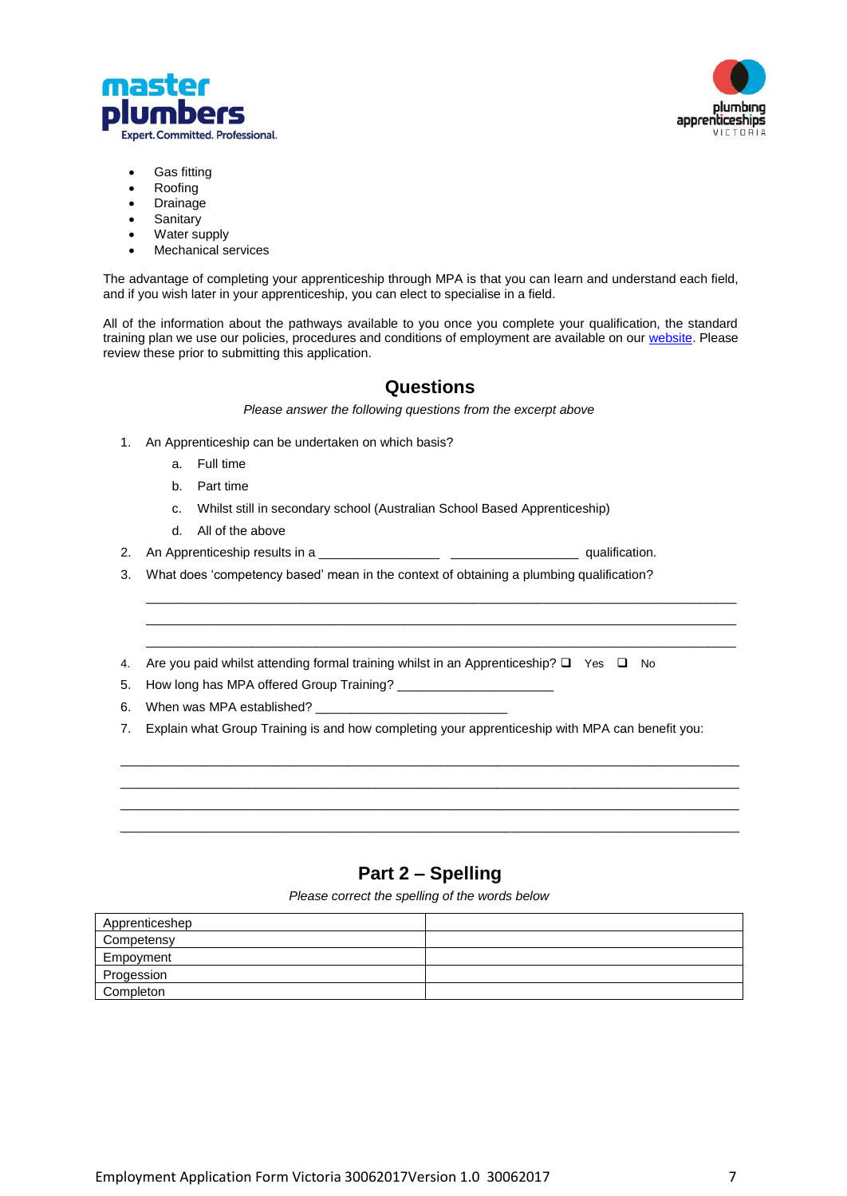- Gas fitting
- Roofing
- Drainage
- Sanitary
- Water supply
- Mechanical services

The advantage of completing your apprenticeship through MPA is that you can learn and understand each field, and if you wish later in your apprenticeship, you can elect to specialise in a field.

All of the information about the pathways available to you once you complete your qualification, the standard training plan we use our policies, procedures and conditions of employment are available on our website. Please review these prior to submitting this application.

## Questions

*Please answer the following questions from the excerpt above*

1. An Apprenticeship can be undertaken on which basis?
   a. Full time
   b. Part time
   c. Whilst still in secondary school (Australian School Based Apprenticeship)
   d. All of the above
2. An Apprenticeship results in a ________________ _________________ qualification.
3. What does 'competency based' mean in the context of obtaining a plumbing qualification?

   ______________________________________________________________________________

   ______________________________________________________________________________

   ______________________________________________________________________________
4. Are you paid whilst attending formal training whilst in an Apprenticeship? ❑ Yes ❑ No
5. How long has MPA offered Group Training? ______________________
6. When was MPA established? ___________________________
7. Explain what Group Training is and how completing your apprenticeship with MPA can benefit you:

______________________________________________________________________________

______________________________________________________________________________

______________________________________________________________________________

______________________________________________________________________________

## Part 2 – Spelling

*Please correct the spelling of the words below*

| | |
|---|---|
| Apprenticeshep | |
| Competensy | |
| Empoyment | |
| Progession | |
| Completon | |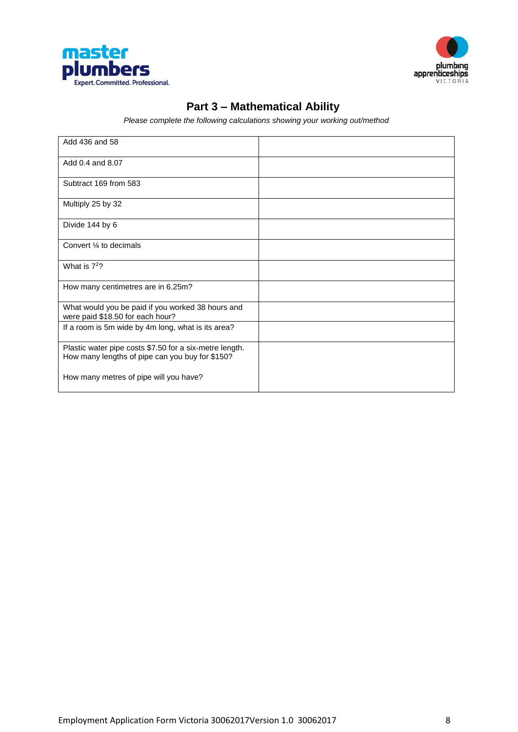## Part 3 – Mathematical Ability

*Please complete the following calculations showing your working out/method*

| | |
|---|---|
| Add 436 and 58 | |
| Add 0.4 and 8.07 | |
| Subtract 169 from 583 | |
| Multiply 25 by 32 | |
| Divide 144 by 6 | |
| Convert ¼ to decimals | |
| What is $7^2$? | |
| How many centimetres are in 6.25m? | |
| What would you be paid if you worked 38 hours and were paid $18.50 for each hour? | |
| If a room is 5m wide by 4m long, what is its area? | |
| Plastic water pipe costs $7.50 for a six-metre length. How many lengths of pipe can you buy for $150?<br><br>How many metres of pipe will you have? | |